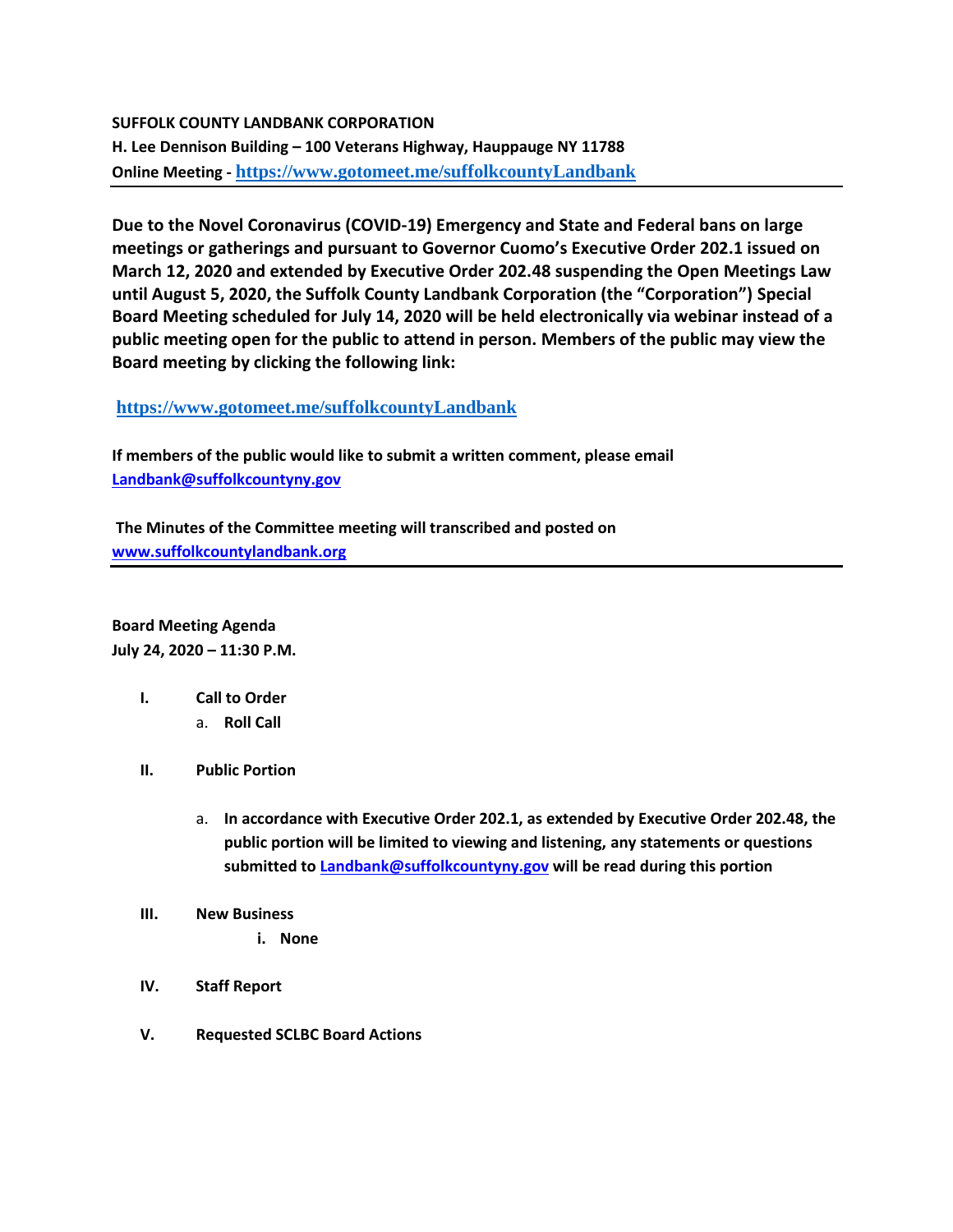**SUFFOLK COUNTY LANDBANK CORPORATION**
**H. Lee Dennison Building – 100 Veterans Highway, Hauppauge NY 11788**
**Online Meeting - [https://www.gotomeet.me/suffolkcountyLandbank](https://www.gotomeet.me/suffolkcountyLandbank)**

---

**Due to the Novel Coronavirus (COVID-19) Emergency and State and Federal bans on large meetings or gatherings and pursuant to Governor Cuomo's Executive Order 202.1 issued on March 12, 2020 and extended by Executive Order 202.48 suspending the Open Meetings Law until August 5, 2020, the Suffolk County Landbank Corporation (the "Corporation") Special Board Meeting scheduled for July 14, 2020 will be held electronically via webinar instead of a public meeting open for the public to attend in person. Members of the public may view the Board meeting by clicking the following link:**

**[https://www.gotomeet.me/suffolkcountyLandbank](https://www.gotomeet.me/suffolkcountyLandbank)**

**If members of the public would like to submit a written comment, please email [Landbank@suffolkcountyny.gov](mailto:Landbank@suffolkcountyny.gov)**

**The Minutes of the Committee meeting will transcribed and posted on [www.suffolkcountylandbank.org](http://www.suffolkcountylandbank.org)**

---

**Board Meeting Agenda**
**July 24, 2020 – 11:30 P.M.**

- **I. Call to Order**
  - a. **Roll Call**
- **II. Public Portion**
  - a. **In accordance with Executive Order 202.1, as extended by Executive Order 202.48, the public portion will be limited to viewing and listening, any statements or questions submitted to [Landbank@suffolkcountyny.gov](mailto:Landbank@suffolkcountyny.gov) will be read during this portion**
- **III. New Business**
  - i. **None**
- **IV. Staff Report**
- **V. Requested SCLBC Board Actions**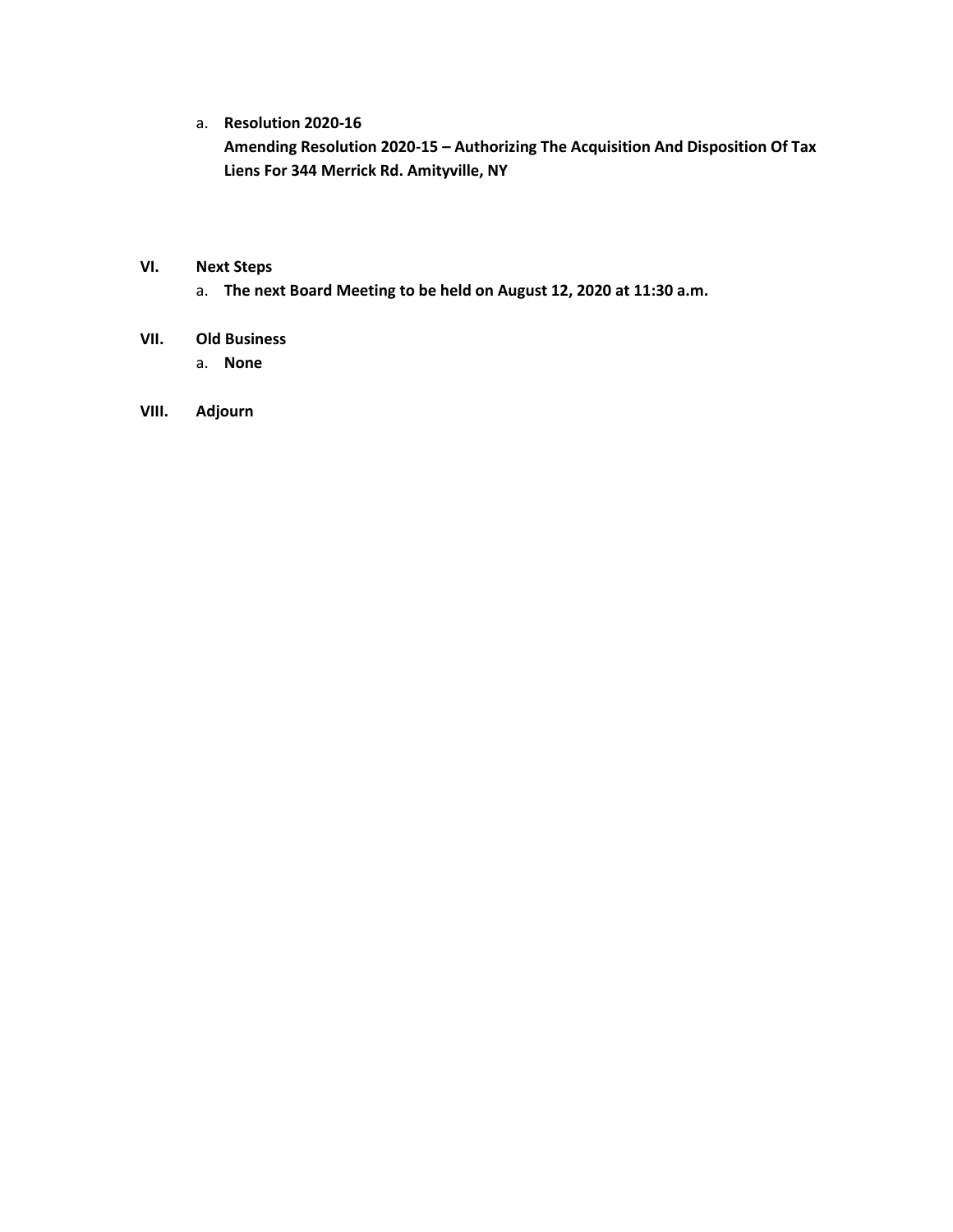a. **Resolution 2020-16**
   **Amending Resolution 2020-15 – Authorizing The Acquisition And Disposition Of Tax Liens For 344 Merrick Rd. Amityville, NY**

VI. **Next Steps**
   a. **The next Board Meeting to be held on August 12, 2020 at 11:30 a.m.**

VII. **Old Business**
   a. **None**

VIII. **Adjourn**